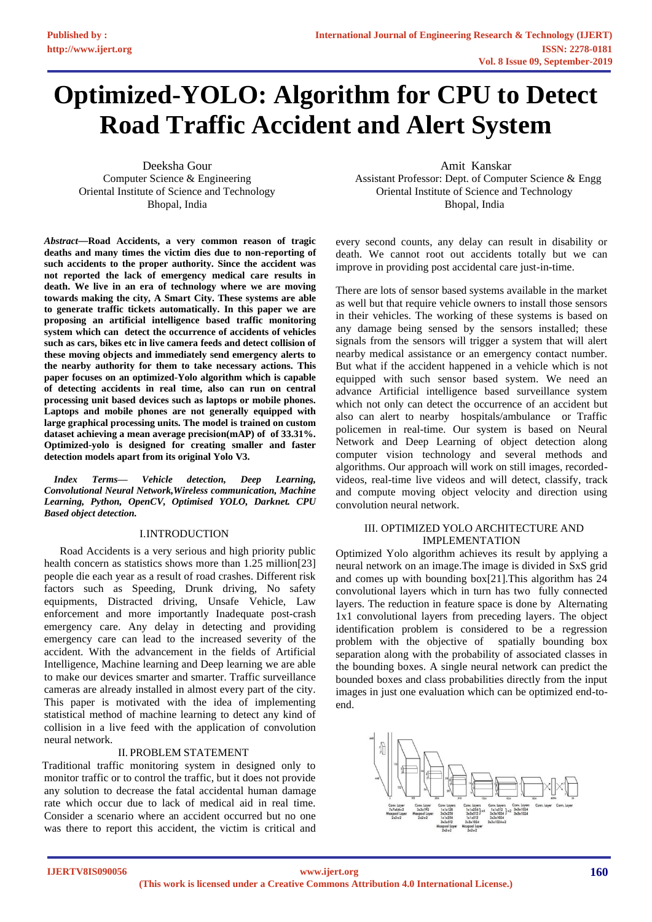# Optimized-YOLO: Algorithm for CPU to Detect Road Traffic Accident and Alert System

Deeksha Gour
Computer Science & Engineering
Oriental Institute of Science and Technology
Bhopal, India

Amit Kanskar
Assistant Professor: Dept. of Computer Science & Engg
Oriental Institute of Science and Technology
Bhopal, India

***Abstract*—Road Accidents, a very common reason of tragic deaths and many times the victim dies due to non-reporting of such accidents to the proper authority. Since the accident was not reported the lack of emergency medical care results in death. We live in an era of technology where we are moving towards making the city, A Smart City. These systems are able to generate traffic tickets automatically. In this paper we are proposing an artificial intelligence based traffic monitoring system which can detect the occurrence of accidents of vehicles such as cars, bikes etc in live camera feeds and detect collision of these moving objects and immediately send emergency alerts to the nearby authority for them to take necessary actions. This paper focuses on an optimized-Yolo algorithm which is capable of detecting accidents in real time, also can run on central processing unit based devices such as laptops or mobile phones. Laptops and mobile phones are not generally equipped with large graphical processing units. The model is trained on custom dataset achieving a mean average precision(mAP) of of 33.31%. Optimized-yolo is designed for creating smaller and faster detection models apart from its original Yolo V3.**

***Index Terms*— *Vehicle detection, Deep Learning, Convolutional Neural Network,Wireless communication, Machine Learning, Python, OpenCV, Optimised YOLO, Darknet. CPU Based object detection.***

## I.INTRODUCTION

Road Accidents is a very serious and high priority public health concern as statistics shows more than 1.25 million[23] people die each year as a result of road crashes. Different risk factors such as Speeding, Drunk driving, No safety equipments, Distracted driving, Unsafe Vehicle, Law enforcement and more importantly Inadequate post-crash emergency care. Any delay in detecting and providing emergency care can lead to the increased severity of the accident. With the advancement in the fields of Artificial Intelligence, Machine learning and Deep learning we are able to make our devices smarter and smarter. Traffic surveillance cameras are already installed in almost every part of the city. This paper is motivated with the idea of implementing statistical method of machine learning to detect any kind of collision in a live feed with the application of convolution neural network.

## II. PROBLEM STATEMENT

Traditional traffic monitoring system in designed only to monitor traffic or to control the traffic, but it does not provide any solution to decrease the fatal accidental human damage rate which occur due to lack of medical aid in real time. Consider a scenario where an accident occurred but no one was there to report this accident, the victim is critical and every second counts, any delay can result in disability or death. We cannot root out accidents totally but we can improve in providing post accidental care just-in-time.

There are lots of sensor based systems available in the market as well but that require vehicle owners to install those sensors in their vehicles. The working of these systems is based on any damage being sensed by the sensors installed; these signals from the sensors will trigger a system that will alert nearby medical assistance or an emergency contact number. But what if the accident happened in a vehicle which is not equipped with such sensor based system. We need an advance Artificial intelligence based surveillance system which not only can detect the occurrence of an accident but also can alert to nearby hospitals/ambulance or Traffic policemen in real-time. Our system is based on Neural Network and Deep Learning of object detection along computer vision technology and several methods and algorithms. Our approach will work on still images, recorded-videos, real-time live videos and will detect, classify, track and compute moving object velocity and direction using convolution neural network.

## III. OPTIMIZED YOLO ARCHITECTURE AND IMPLEMENTATION

Optimized Yolo algorithm achieves its result by applying a neural network on an image.The image is divided in SxS grid and comes up with bounding box[21].This algorithm has 24 convolutional layers which in turn has two fully connected layers. The reduction in feature space is done by Alternating 1x1 convolutional layers from preceding layers. The object identification problem is considered to be a regression problem with the objective of spatially bounding box separation along with the probability of associated classes in the bounding boxes. A single neural network can predict the bounded boxes and class probabilities directly from the input images in just one evaluation which can be optimized end-to-end.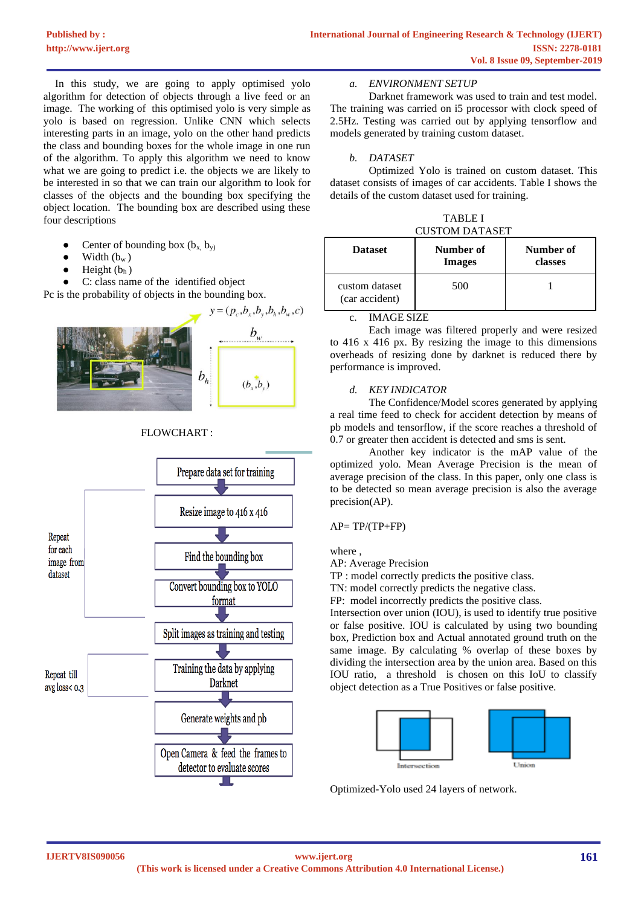In this study, we are going to apply optimised yolo algorithm for detection of objects through a live feed or an image. The working of this optimised yolo is very simple as yolo is based on regression. Unlike CNN which selects interesting parts in an image, yolo on the other hand predicts the class and bounding boxes for the whole image in one run of the algorithm. To apply this algorithm we need to know what we are going to predict i.e. the objects we are likely to be interested in so that we can train our algorithm to look for classes of the objects and the bounding box specifying the object location. The bounding box are described using these four descriptions

- Center of bounding box ($b_x$, $b_y$)
- Width ($b_w$ )
- Height ($b_h$ )
- C: class name of the identified object

Pc is the probability of objects in the bounding box.

$$y = (p_c, b_x, b_y, b_h, b_w, c)$$

FLOWCHART :

- Prepare data set for training
- Resize image to 416 x 416
- Find the bounding box
- Convert bounding box to YOLO format
- Split images as training and testing
- Training the data by applying Darknet
- Generate weights and pb
- Open Camera & feed the frames to detector to evaluate scores

Repeat for each image from dataset

Repeat till avg loss< 0.3

*a. ENVIRONMENT SETUP*

Darknet framework was used to train and test model. The training was carried on i5 processor with clock speed of 2.5Hz. Testing was carried out by applying tensorflow and models generated by training custom dataset.

*b. DATASET*

Optimized Yolo is trained on custom dataset. This dataset consists of images of car accidents. Table I shows the details of the custom dataset used for training.

TABLE I
CUSTOM DATASET

| Dataset | Number of Images | Number of classes |
|---|---|---|
| custom dataset (car accident) | 500 | 1 |

c. IMAGE SIZE

Each image was filtered properly and were resized to 416 x 416 px. By resizing the image to this dimensions overheads of resizing done by darknet is reduced there by performance is improved.

*d. KEY INDICATOR*

The Confidence/Model scores generated by applying a real time feed to check for accident detection by means of pb models and tensorflow, if the score reaches a threshold of 0.7 or greater then accident is detected and sms is sent.

Another key indicator is the mAP value of the optimized yolo. Mean Average Precision is the mean of average precision of the class. In this paper, only one class is to be detected so mean average precision is also the average precision(AP).

AP= TP/(TP+FP)

where ,
AP: Average Precision
TP : model correctly predicts the positive class.
TN: model correctly predicts the negative class.
FP: model incorrectly predicts the positive class.
Intersection over union (IOU), is used to identify true positive or false positive. IOU is calculated by using two bounding box, Prediction box and Actual annotated ground truth on the same image. By calculating % overlap of these boxes by dividing the intersection area by the union area. Based on this IOU ratio, a threshold is chosen on this IoU to classify object detection as a True Positives or false positive.

Intersection Union

Optimized-Yolo used 24 layers of network.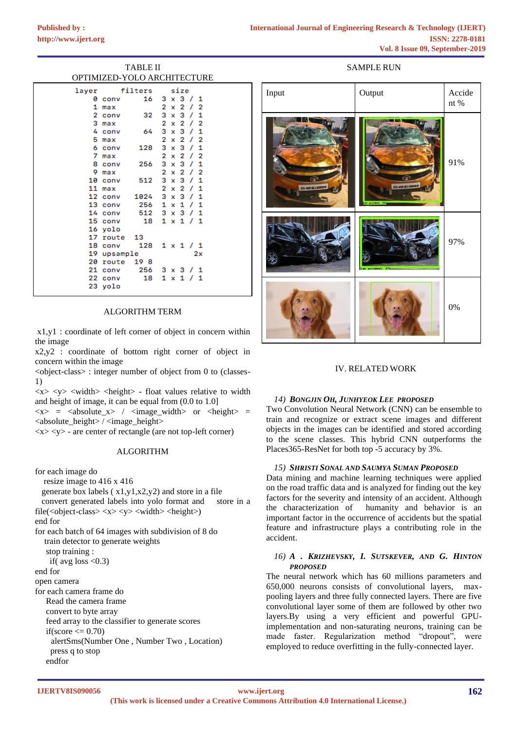TABLE II

OPTIMIZED-YOLO ARCHITECTURE

```
layer     filters    size
  0 conv     16   3 x 3 / 1
  1 max           2 x 2 / 2
  2 conv     32   3 x 3 / 1
  3 max           2 x 2 / 2
  4 conv     64   3 x 3 / 1
  5 max           2 x 2 / 2
  6 conv    128   3 x 3 / 1
  7 max           2 x 2 / 2
  8 conv    256   3 x 3 / 1
  9 max           2 x 2 / 2
 10 conv    512   3 x 3 / 1
 11 max           2 x 2 / 1
 12 conv   1024   3 x 3 / 1
 13 conv    256   1 x 1 / 1
 14 conv    512   3 x 3 / 1
 15 conv     18   1 x 1 / 1
 16 yolo
 17 route  13
 18 conv    128   1 x 1 / 1
 19 upsample            2x
 20 route  19 8
 21 conv    256   3 x 3 / 1
 22 conv     18   1 x 1 / 1
 23 yolo
```

ALGORITHM TERM

x1,y1 : coordinate of left corner of object in concern within the image

x2,y2 : coordinate of bottom right corner of object in concern within the image

<object-class> : integer number of object from 0 to (classes-1)

<x> <y> <width> <height> - float values relative to width and height of image, it can be equal from (0.0 to 1.0]

<x> = <absolute_x> / <image_width> or <height> = <absolute_height> / <image_height>

<x> <y> - are center of rectangle (are not top-left corner)

ALGORITHM

```
for each image do
   resize image to 416 x 416
   generate box labels ( x1,y1,x2,y2) and store in a file
   convert generated labels into yolo format and   store in a file(<object-class> <x> <y> <width> <height>)
end for
for each batch of 64 images with subdivision of 8 do
    train detector to generate weights
     stop training :
       if( avg loss <0.3)
end for
open camera
for each camera frame do
     Read the camera frame
     convert to byte array
     feed array to the classifier to generate scores
     if(score <= 0.70)
        alertSms(Number One , Number Two , Location)
       press q to stop
   endfor
```

SAMPLE RUN

| Input | Output | Accident % |
|---|---|---|
| | | 91% |
| | | 97% |
| | | 0% |

## IV. RELATED WORK

### 14) *Bongjin Oh, Junhyeok Lee proposed*

Two Convolution Neural Network (CNN) can be ensemble to train and recognize or extract scene images and different objects in the images can be identified and stored according to the scene classes. This hybrid CNN outperforms the Places365-ResNet for both top -5 accuracy by 3%.

### 15) *Shristi Sonal and Saumya Suman Proposed*

Data mining and machine learning techniques were applied on the road traffic data and is analyzed for finding out the key factors for the severity and intensity of an accident. Although the characterization of humanity and behavior is an important factor in the occurrence of accidents but the spatial feature and infrastructure plays a contributing role in the accident.

### 16) *A . Krizhevsky, I. Sutskever, and G. Hinton proposed*

The neural network which has 60 millions parameters and 650,000 neurons consists of convolutional layers, max-pooling layers and three fully connected layers. There are five convolutional layer some of them are followed by other two layers.By using a very efficient and powerful GPU-implementation and non-saturating neurons, training can be made faster. Regularization method "dropout", were employed to reduce overfitting in the fully-connected layer.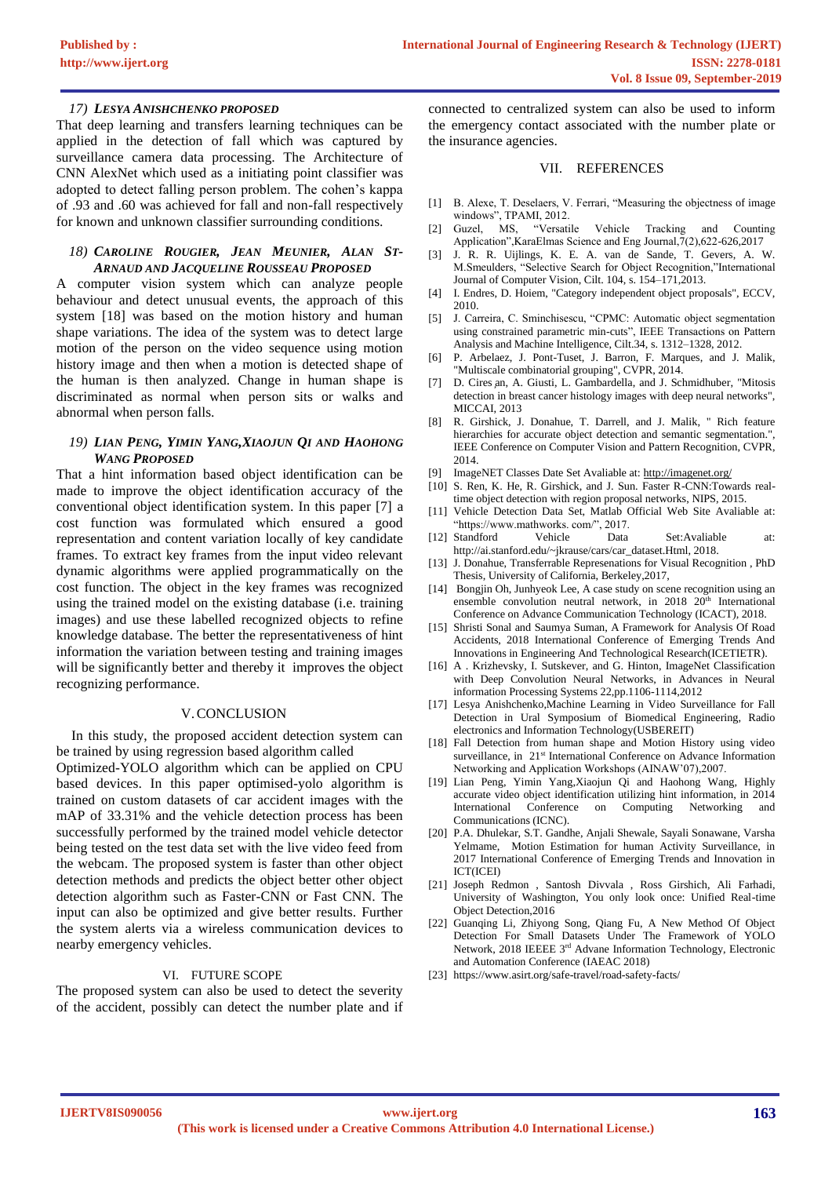### 17) *Lesya Anishchenko Proposed*

That deep learning and transfers learning techniques can be applied in the detection of fall which was captured by surveillance camera data processing. The Architecture of CNN AlexNet which used as a initiating point classifier was adopted to detect falling person problem. The cohen's kappa of .93 and .60 was achieved for fall and non-fall respectively for known and unknown classifier surrounding conditions.

### 18) *Caroline Rougier, Jean Meunier, Alan St-Arnaud and Jacqueline Rousseau Proposed*

A computer vision system which can analyze people behaviour and detect unusual events, the approach of this system [18] was based on the motion history and human shape variations. The idea of the system was to detect large motion of the person on the video sequence using motion history image and then when a motion is detected shape of the human is then analyzed. Change in human shape is discriminated as normal when person sits or walks and abnormal when person falls.

### 19) *Lian Peng, Yimin Yang, Xiaojun Qi and Haohong Wang Proposed*

That a hint information based object identification can be made to improve the object identification accuracy of the conventional object identification system. In this paper [7] a cost function was formulated which ensured a good representation and content variation locally of key candidate frames. To extract key frames from the input video relevant dynamic algorithms were applied programmatically on the cost function. The object in the key frames was recognized using the trained model on the existing database (i.e. training images) and use these labelled recognized objects to refine knowledge database. The better the representativeness of hint information the variation between testing and training images will be significantly better and thereby it improves the object recognizing performance.

## V. CONCLUSION

In this study, the proposed accident detection system can be trained by using regression based algorithm called Optimized-YOLO algorithm which can be applied on CPU based devices. In this paper optimised-yolo algorithm is trained on custom datasets of car accident images with the mAP of 33.31% and the vehicle detection process has been successfully performed by the trained model vehicle detector being tested on the test data set with the live video feed from the webcam. The proposed system is faster than other object detection methods and predicts the object better other object detection algorithm such as Faster-CNN or Fast CNN. The input can also be optimized and give better results. Further the system alerts via a wireless communication devices to nearby emergency vehicles.

## VI. FUTURE SCOPE

The proposed system can also be used to detect the severity of the accident, possibly can detect the number plate and if connected to centralized system can also be used to inform the emergency contact associated with the number plate or the insurance agencies.

## VII. REFERENCES

[1] B. Alexe, T. Deselaers, V. Ferrari, "Measuring the objectness of image windows", TPAMI, 2012.

[2] Guzel, MS, "Versatile Vehicle Tracking and Counting Application",KaraElmas Science and Eng Journal,7(2),622-626,2017

[3] J. R. R. Uijlings, K. E. A. van de Sande, T. Gevers, A. W. M.Smeulders, "Selective Search for Object Recognition,"International Journal of Computer Vision, Cilt. 104, s. 154–171,2013.

[4] I. Endres, D. Hoiem, "Category independent object proposals", ECCV, 2010.

[5] J. Carreira, C. Sminchisescu, "CPMC: Automatic object segmentation using constrained parametric min-cuts", IEEE Transactions on Pattern Analysis and Machine Intelligence, Cilt.34, s. 1312–1328, 2012.

[6] P. Arbelaez, J. Pont-Tuset, J. Barron, F. Marques, and J. Malik, "Multiscale combinatorial grouping", CVPR, 2014.

[7] D. Cires ̦an, A. Giusti, L. Gambardella, and J. Schmidhuber, "Mitosis detection in breast cancer histology images with deep neural networks", MICCAI, 2013

[8] R. Girshick, J. Donahue, T. Darrell, and J. Malik, " Rich feature hierarchies for accurate object detection and semantic segmentation.", IEEE Conference on Computer Vision and Pattern Recognition, CVPR, 2014.

[9] ImageNET Classes Date Set Avaliable at: http://imagenet.org/

[10] S. Ren, K. He, R. Girshick, and J. Sun. Faster R-CNN:Towards real-time object detection with region proposal networks, NIPS, 2015.

[11] Vehicle Detection Data Set, Matlab Official Web Site Avaliable at: "https://www.mathworks. com/", 2017.

[12] Standford Vehicle Data Set:Avaliable at: http://ai.stanford.edu/~jkrause/cars/car_dataset.Html, 2018.

[13] J. Donahue, Transferrable Represenations for Visual Recognition , PhD Thesis, University of California, Berkeley,2017,

[14] Bongjin Oh, Junhyeok Lee, A case study on scene recognition using an ensemble convolution neutral network, in 2018 20th International Conference on Advance Communication Technology (ICACT), 2018.

[15] Shristi Sonal and Saumya Suman, A Framework for Analysis Of Road Accidents, 2018 International Conference of Emerging Trends And Innovations in Engineering And Technological Research(ICETIETR).

[16] A . Krizhevsky, I. Sutskever, and G. Hinton, ImageNet Classification with Deep Convolution Neural Networks, in Advances in Neural information Processing Systems 22,pp.1106-1114,2012

[17] Lesya Anishchenko,Machine Learning in Video Surveillance for Fall Detection in Ural Symposium of Biomedical Engineering, Radio electronics and Information Technology(USBEREIT)

[18] Fall Detection from human shape and Motion History using video surveillance, in 21st International Conference on Advance Information Networking and Application Workshops (AINAW'07),2007.

[19] Lian Peng, Yimin Yang,Xiaojun Qi and Haohong Wang, Highly accurate video object identification utilizing hint information, in 2014 International Conference on Computing Networking and Communications (ICNC).

[20] P.A. Dhulekar, S.T. Gandhe, Anjali Shewale, Sayali Sonawane, Varsha Yelmame, Motion Estimation for human Activity Surveillance, in 2017 International Conference of Emerging Trends and Innovation in ICT(ICEI)

[21] Joseph Redmon , Santosh Divvala , Ross Girshich, Ali Farhadi, University of Washington, You only look once: Unified Real-time Object Detection,2016

[22] Guanqing Li, Zhiyong Song, Qiang Fu, A New Method Of Object Detection For Small Datasets Under The Framework of YOLO Network, 2018 IEEEE 3rd Advane Information Technology, Electronic and Automation Conference (IAEAC 2018)

[23] https://www.asirt.org/safe-travel/road-safety-facts/